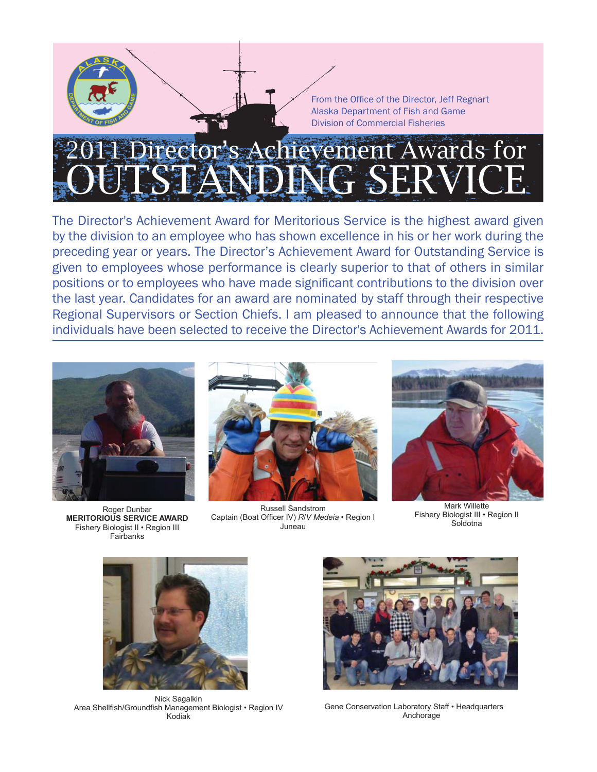From the Office of the Director, Jeff Regnart
Alaska Department of Fish and Game
Division of Commercial Fisheries

# 2011 Director's Achievement Awards for OUTSTANDING SERVICE

The Director's Achievement Award for Meritorious Service is the highest award given by the division to an employee who has shown excellence in his or her work during the preceding year or years. The Director's Achievement Award for Outstanding Service is given to employees whose performance is clearly superior to that of others in similar positions or to employees who have made significant contributions to the division over the last year. Candidates for an award are nominated by staff through their respective Regional Supervisors or Section Chiefs. I am pleased to announce that the following individuals have been selected to receive the Director's Achievement Awards for 2011.

Roger Dunbar
**MERITORIOUS SERVICE AWARD**
Fishery Biologist II • Region III
Fairbanks

Russell Sandstrom
Captain (Boat Officer IV) *R/V Medeia* • Region I
Juneau

Mark Willette
Fishery Biologist III • Region II
Soldotna

Nick Sagalkin
Area Shellfish/Groundfish Management Biologist • Region IV
Kodiak

Gene Conservation Laboratory Staff • Headquarters
Anchorage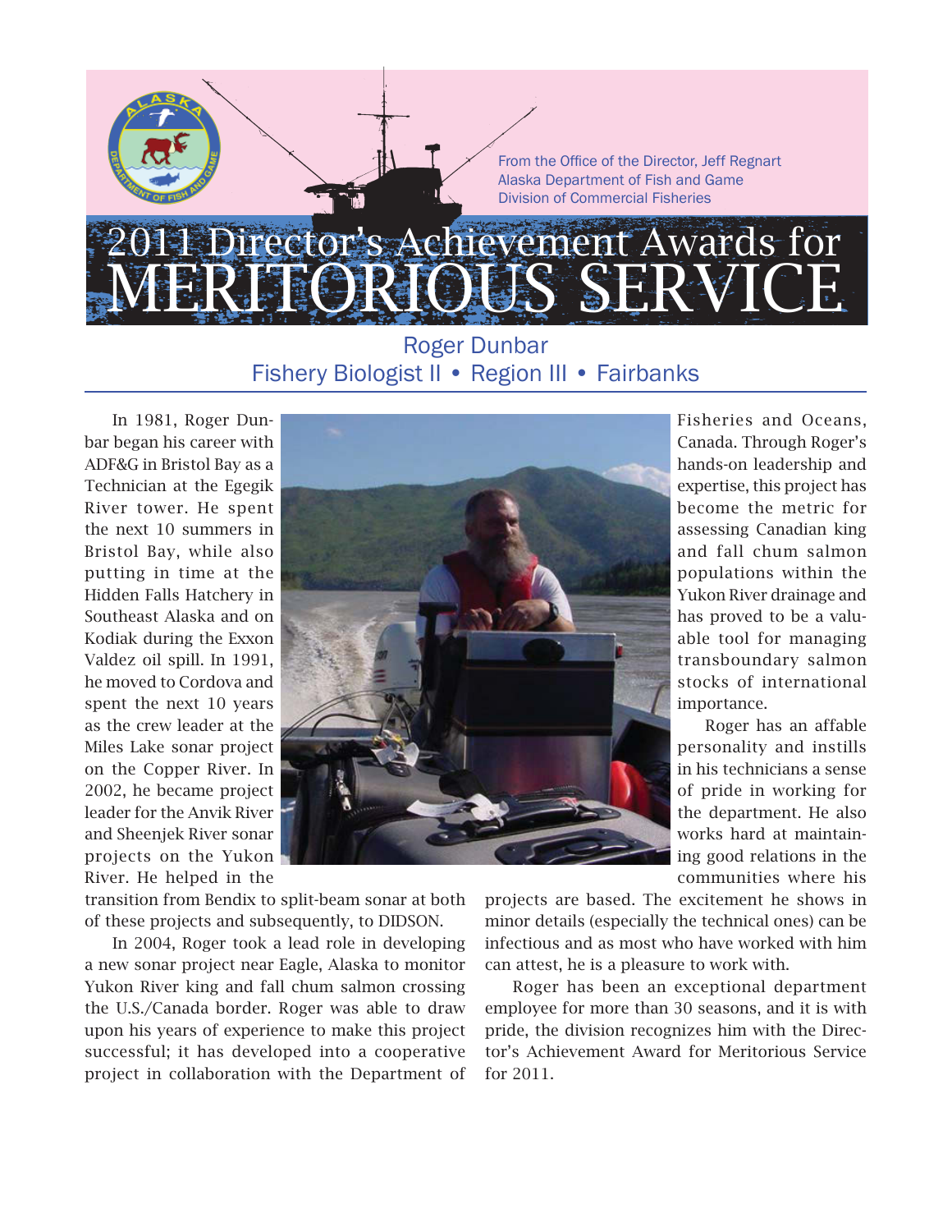From the Office of the Director, Jeff Regnart
Alaska Department of Fish and Game
Division of Commercial Fisheries

# 2011 Director's Achievement Awards for MERITORIOUS SERVICE

## Roger Dunbar
## Fishery Biologist II • Region III • Fairbanks

In 1981, Roger Dunbar began his career with ADF&G in Bristol Bay as a Technician at the Egegik River tower. He spent the next 10 summers in Bristol Bay, while also putting in time at the Hidden Falls Hatchery in Southeast Alaska and on Kodiak during the Exxon Valdez oil spill. In 1991, he moved to Cordova and spent the next 10 years as the crew leader at the Miles Lake sonar project on the Copper River. In 2002, he became project leader for the Anvik River and Sheenjek River sonar projects on the Yukon River. He helped in the transition from Bendix to split-beam sonar at both of these projects and subsequently, to DIDSON.

In 2004, Roger took a lead role in developing a new sonar project near Eagle, Alaska to monitor Yukon River king and fall chum salmon crossing the U.S./Canada border. Roger was able to draw upon his years of experience to make this project successful; it has developed into a cooperative project in collaboration with the Department of Fisheries and Oceans, Canada. Through Roger's hands-on leadership and expertise, this project has become the metric for assessing Canadian king and fall chum salmon populations within the Yukon River drainage and has proved to be a valuable tool for managing transboundary salmon stocks of international importance.

Roger has an affable personality and instills in his technicians a sense of pride in working for the department. He also works hard at maintaining good relations in the communities where his projects are based. The excitement he shows in minor details (especially the technical ones) can be infectious and as most who have worked with him can attest, he is a pleasure to work with.

Roger has been an exceptional department employee for more than 30 seasons, and it is with pride, the division recognizes him with the Director's Achievement Award for Meritorious Service for 2011.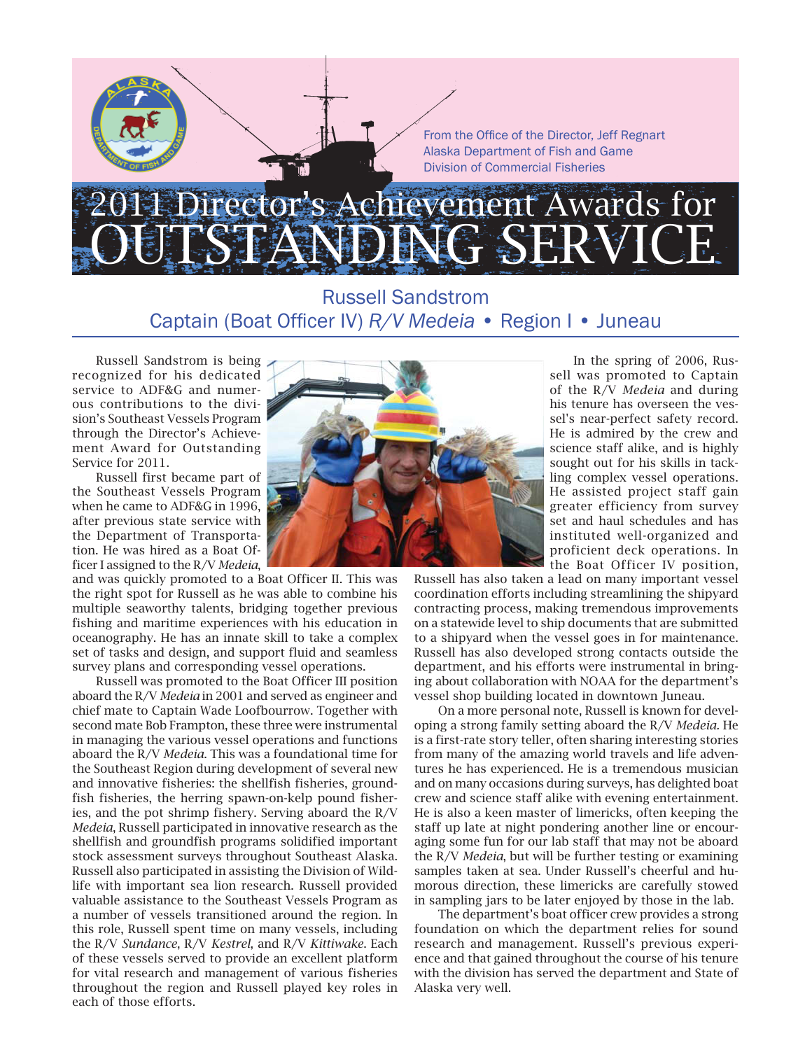From the Office of the Director, Jeff Regnart
Alaska Department of Fish and Game
Division of Commercial Fisheries

# 2011 Director's Achievement Awards for OUTSTANDING SERVICE

## Russell Sandstrom
## Captain (Boat Officer IV) *R/V Medeia* • Region I • Juneau

Russell Sandstrom is being recognized for his dedicated service to ADF&G and numerous contributions to the division's Southeast Vessels Program through the Director's Achievement Award for Outstanding Service for 2011.

Russell first became part of the Southeast Vessels Program when he came to ADF&G in 1996, after previous state service with the Department of Transportation. He was hired as a Boat Officer I assigned to the R/V *Medeia*, and was quickly promoted to a Boat Officer II. This was the right spot for Russell as he was able to combine his multiple seaworthy talents, bridging together previous fishing and maritime experiences with his education in oceanography. He has an innate skill to take a complex set of tasks and design, and support fluid and seamless survey plans and corresponding vessel operations.

Russell was promoted to the Boat Officer III position aboard the R/V *Medeia* in 2001 and served as engineer and chief mate to Captain Wade Loofbourrow. Together with second mate Bob Frampton, these three were instrumental in managing the various vessel operations and functions aboard the R/V *Medeia*. This was a foundational time for the Southeast Region during development of several new and innovative fisheries: the shellfish fisheries, groundfish fisheries, the herring spawn-on-kelp pound fisheries, and the pot shrimp fishery. Serving aboard the R/V *Medeia*, Russell participated in innovative research as the shellfish and groundfish programs solidified important stock assessment surveys throughout Southeast Alaska. Russell also participated in assisting the Division of Wildlife with important sea lion research. Russell provided valuable assistance to the Southeast Vessels Program as a number of vessels transitioned around the region. In this role, Russell spent time on many vessels, including the R/V *Sundance*, R/V *Kestrel*, and R/V *Kittiwake*. Each of these vessels served to provide an excellent platform for vital research and management of various fisheries throughout the region and Russell played key roles in each of those efforts.

In the spring of 2006, Russell was promoted to Captain of the R/V *Medeia* and during his tenure has overseen the vessel's near-perfect safety record. He is admired by the crew and science staff alike, and is highly sought out for his skills in tackling complex vessel operations. He assisted project staff gain greater efficiency from survey set and haul schedules and has instituted well-organized and proficient deck operations. In the Boat Officer IV position, Russell has also taken a lead on many important vessel coordination efforts including streamlining the shipyard contracting process, making tremendous improvements on a statewide level to ship documents that are submitted to a shipyard when the vessel goes in for maintenance. Russell has also developed strong contacts outside the department, and his efforts were instrumental in bringing about collaboration with NOAA for the department's vessel shop building located in downtown Juneau.

On a more personal note, Russell is known for developing a strong family setting aboard the R/V *Medeia*. He is a first-rate story teller, often sharing interesting stories from many of the amazing world travels and life adventures he has experienced. He is a tremendous musician and on many occasions during surveys, has delighted boat crew and science staff alike with evening entertainment. He is also a keen master of limericks, often keeping the staff up late at night pondering another line or encouraging some fun for our lab staff that may not be aboard the R/V *Medeia*, but will be further testing or examining samples taken at sea. Under Russell's cheerful and humorous direction, these limericks are carefully stowed in sampling jars to be later enjoyed by those in the lab.

The department's boat officer crew provides a strong foundation on which the department relies for sound research and management. Russell's previous experience and that gained throughout the course of his tenure with the division has served the department and State of Alaska very well.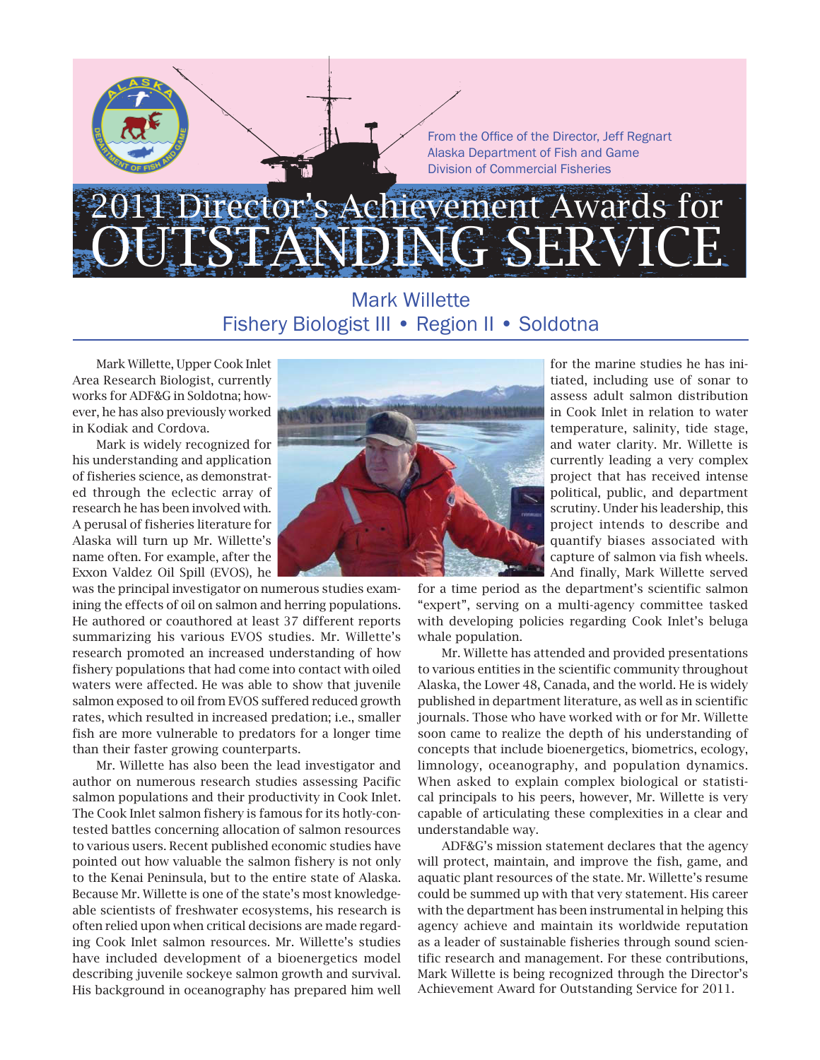From the Office of the Director, Jeff Regnart
Alaska Department of Fish and Game
Division of Commercial Fisheries

# 2011 Director's Achievement Awards for OUTSTANDING SERVICE

## Mark Willette
## Fishery Biologist III • Region II • Soldotna

Mark Willette, Upper Cook Inlet Area Research Biologist, currently works for ADF&G in Soldotna; however, he has also previously worked in Kodiak and Cordova.

Mark is widely recognized for his understanding and application of fisheries science, as demonstrated through the eclectic array of research he has been involved with. A perusal of fisheries literature for Alaska will turn up Mr. Willette's name often. For example, after the Exxon Valdez Oil Spill (EVOS), he was the principal investigator on numerous studies examining the effects of oil on salmon and herring populations. He authored or coauthored at least 37 different reports summarizing his various EVOS studies. Mr. Willette's research promoted an increased understanding of how fishery populations that had come into contact with oiled waters were affected. He was able to show that juvenile salmon exposed to oil from EVOS suffered reduced growth rates, which resulted in increased predation; i.e., smaller fish are more vulnerable to predators for a longer time than their faster growing counterparts.

Mr. Willette has also been the lead investigator and author on numerous research studies assessing Pacific salmon populations and their productivity in Cook Inlet. The Cook Inlet salmon fishery is famous for its hotly-contested battles concerning allocation of salmon resources to various users. Recent published economic studies have pointed out how valuable the salmon fishery is not only to the Kenai Peninsula, but to the entire state of Alaska. Because Mr. Willette is one of the state's most knowledgeable scientists of freshwater ecosystems, his research is often relied upon when critical decisions are made regarding Cook Inlet salmon resources. Mr. Willette's studies have included development of a bioenergetics model describing juvenile sockeye salmon growth and survival. His background in oceanography has prepared him well for the marine studies he has initiated, including use of sonar to assess adult salmon distribution in Cook Inlet in relation to water temperature, salinity, tide stage, and water clarity. Mr. Willette is currently leading a very complex project that has received intense political, public, and department scrutiny. Under his leadership, this project intends to describe and quantify biases associated with capture of salmon via fish wheels. And finally, Mark Willette served for a time period as the department's scientific salmon "expert", serving on a multi-agency committee tasked with developing policies regarding Cook Inlet's beluga whale population.

Mr. Willette has attended and provided presentations to various entities in the scientific community throughout Alaska, the Lower 48, Canada, and the world. He is widely published in department literature, as well as in scientific journals. Those who have worked with or for Mr. Willette soon came to realize the depth of his understanding of concepts that include bioenergetics, biometrics, ecology, limnology, oceanography, and population dynamics. When asked to explain complex biological or statistical principals to his peers, however, Mr. Willette is very capable of articulating these complexities in a clear and understandable way.

ADF&G's mission statement declares that the agency will protect, maintain, and improve the fish, game, and aquatic plant resources of the state. Mr. Willette's resume could be summed up with that very statement. His career with the department has been instrumental in helping this agency achieve and maintain its worldwide reputation as a leader of sustainable fisheries through sound scientific research and management. For these contributions, Mark Willette is being recognized through the Director's Achievement Award for Outstanding Service for 2011.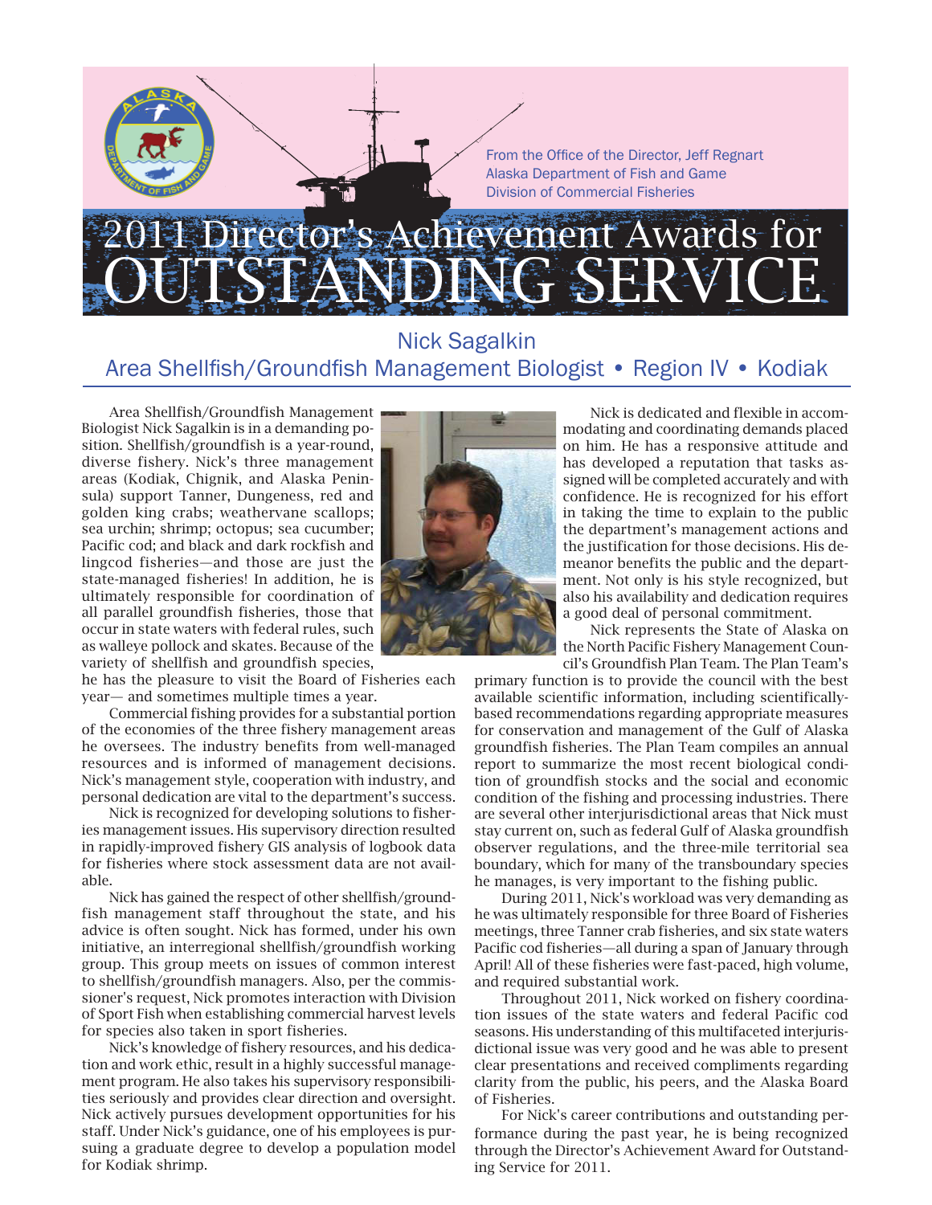From the Office of the Director, Jeff Regnart
Alaska Department of Fish and Game
Division of Commercial Fisheries

# 2011 Director's Achievement Awards for OUTSTANDING SERVICE

## Nick Sagalkin
## Area Shellfish/Groundfish Management Biologist • Region IV • Kodiak

Area Shellfish/Groundfish Management Biologist Nick Sagalkin is in a demanding position. Shellfish/groundfish is a year-round, diverse fishery. Nick's three management areas (Kodiak, Chignik, and Alaska Peninsula) support Tanner, Dungeness, red and golden king crabs; weathervane scallops; sea urchin; shrimp; octopus; sea cucumber; Pacific cod; and black and dark rockfish and lingcod fisheries—and those are just the state-managed fisheries! In addition, he is ultimately responsible for coordination of all parallel groundfish fisheries, those that occur in state waters with federal rules, such as walleye pollock and skates. Because of the variety of shellfish and groundfish species, he has the pleasure to visit the Board of Fisheries each year— and sometimes multiple times a year.

Commercial fishing provides for a substantial portion of the economies of the three fishery management areas he oversees. The industry benefits from well-managed resources and is informed of management decisions. Nick's management style, cooperation with industry, and personal dedication are vital to the department's success.

Nick is recognized for developing solutions to fisheries management issues. His supervisory direction resulted in rapidly-improved fishery GIS analysis of logbook data for fisheries where stock assessment data are not available.

Nick has gained the respect of other shellfish/groundfish management staff throughout the state, and his advice is often sought. Nick has formed, under his own initiative, an interregional shellfish/groundfish working group. This group meets on issues of common interest to shellfish/groundfish managers. Also, per the commissioner's request, Nick promotes interaction with Division of Sport Fish when establishing commercial harvest levels for species also taken in sport fisheries.

Nick's knowledge of fishery resources, and his dedication and work ethic, result in a highly successful management program. He also takes his supervisory responsibilities seriously and provides clear direction and oversight. Nick actively pursues development opportunities for his staff. Under Nick's guidance, one of his employees is pursuing a graduate degree to develop a population model for Kodiak shrimp.

Nick is dedicated and flexible in accommodating and coordinating demands placed on him. He has a responsive attitude and has developed a reputation that tasks assigned will be completed accurately and with confidence. He is recognized for his effort in taking the time to explain to the public the department's management actions and the justification for those decisions. His demeanor benefits the public and the department. Not only is his style recognized, but also his availability and dedication requires a good deal of personal commitment.

Nick represents the State of Alaska on the North Pacific Fishery Management Council's Groundfish Plan Team. The Plan Team's primary function is to provide the council with the best available scientific information, including scientifically-based recommendations regarding appropriate measures for conservation and management of the Gulf of Alaska groundfish fisheries. The Plan Team compiles an annual report to summarize the most recent biological condition of groundfish stocks and the social and economic condition of the fishing and processing industries. There are several other interjurisdictional areas that Nick must stay current on, such as federal Gulf of Alaska groundfish observer regulations, and the three-mile territorial sea boundary, which for many of the transboundary species he manages, is very important to the fishing public.

During 2011, Nick's workload was very demanding as he was ultimately responsible for three Board of Fisheries meetings, three Tanner crab fisheries, and six state waters Pacific cod fisheries—all during a span of January through April! All of these fisheries were fast-paced, high volume, and required substantial work.

Throughout 2011, Nick worked on fishery coordination issues of the state waters and federal Pacific cod seasons. His understanding of this multifaceted interjurisdictional issue was very good and he was able to present clear presentations and received compliments regarding clarity from the public, his peers, and the Alaska Board of Fisheries.

For Nick's career contributions and outstanding performance during the past year, he is being recognized through the Director's Achievement Award for Outstanding Service for 2011.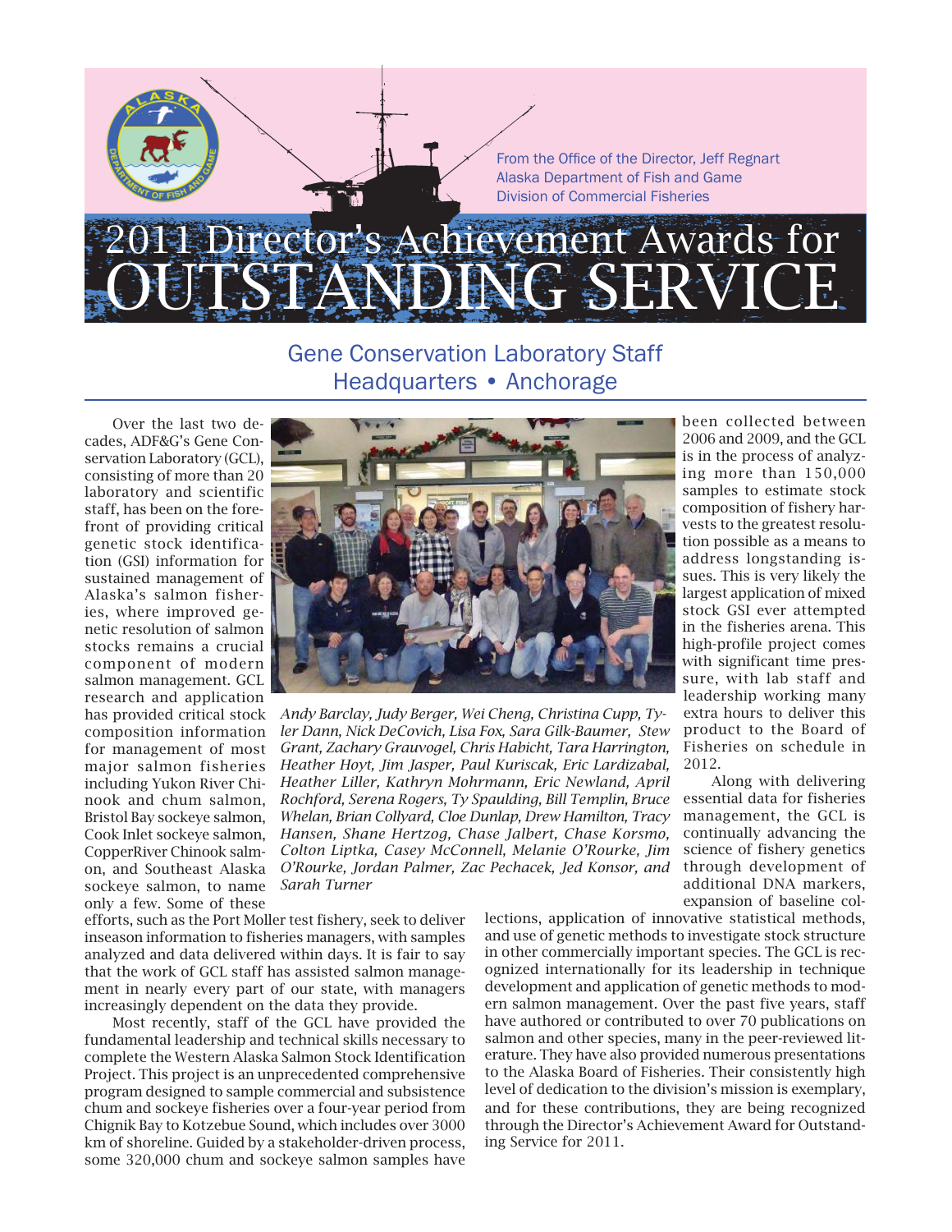From the Office of the Director, Jeff Regnart
Alaska Department of Fish and Game
Division of Commercial Fisheries

# 2011 Director's Achievement Awards for OUTSTANDING SERVICE

## Gene Conservation Laboratory Staff
## Headquarters • Anchorage

*Andy Barclay, Judy Berger, Wei Cheng, Christina Cupp, Tyler Dann, Nick DeCovich, Lisa Fox, Sara Gilk-Baumer, Stew Grant, Zachary Grauvogel, Chris Habicht, Tara Harrington, Heather Hoyt, Jim Jasper, Paul Kuriscak, Eric Lardizabal, Heather Liller, Kathryn Mohrmann, Eric Newland, April Rochford, Serena Rogers, Ty Spaulding, Bill Templin, Bruce Whelan, Brian Collyard, Cloe Dunlap, Drew Hamilton, Tracy Hansen, Shane Hertzog, Chase Jalbert, Chase Korsmo, Colton Liptka, Casey McConnell, Melanie O'Rourke, Jim O'Rourke, Jordan Palmer, Zac Pechacek, Jed Konsor, and Sarah Turner*

Over the last two decades, ADF&G's Gene Conservation Laboratory (GCL), consisting of more than 20 laboratory and scientific staff, has been on the forefront of providing critical genetic stock identification (GSI) information for sustained management of Alaska's salmon fisheries, where improved genetic resolution of salmon stocks remains a crucial component of modern salmon management. GCL research and application has provided critical stock composition information for management of most major salmon fisheries including Yukon River Chinook and chum salmon, Bristol Bay sockeye salmon, Cook Inlet sockeye salmon, CopperRiver Chinook salmon, and Southeast Alaska sockeye salmon, to name only a few. Some of these efforts, such as the Port Moller test fishery, seek to deliver inseason information to fisheries managers, with samples analyzed and data delivered within days. It is fair to say that the work of GCL staff has assisted salmon management in nearly every part of our state, with managers increasingly dependent on the data they provide.

Most recently, staff of the GCL have provided the fundamental leadership and technical skills necessary to complete the Western Alaska Salmon Stock Identification Project. This project is an unprecedented comprehensive program designed to sample commercial and subsistence chum and sockeye fisheries over a four-year period from Chignik Bay to Kotzebue Sound, which includes over 3000 km of shoreline. Guided by a stakeholder-driven process, some 320,000 chum and sockeye salmon samples have been collected between 2006 and 2009, and the GCL is in the process of analyzing more than 150,000 samples to estimate stock composition of fishery harvests to the greatest resolution possible as a means to address longstanding issues. This is very likely the largest application of mixed stock GSI ever attempted in the fisheries arena. This high-profile project comes with significant time pressure, with lab staff and leadership working many extra hours to deliver this product to the Board of Fisheries on schedule in 2012.

Along with delivering essential data for fisheries management, the GCL is continually advancing the science of fishery genetics through development of additional DNA markers, expansion of baseline collections, application of innovative statistical methods, and use of genetic methods to investigate stock structure in other commercially important species. The GCL is recognized internationally for its leadership in technique development and application of genetic methods to modern salmon management. Over the past five years, staff have authored or contributed to over 70 publications on salmon and other species, many in the peer-reviewed literature. They have also provided numerous presentations to the Alaska Board of Fisheries. Their consistently high level of dedication to the division's mission is exemplary, and for these contributions, they are being recognized through the Director's Achievement Award for Outstanding Service for 2011.